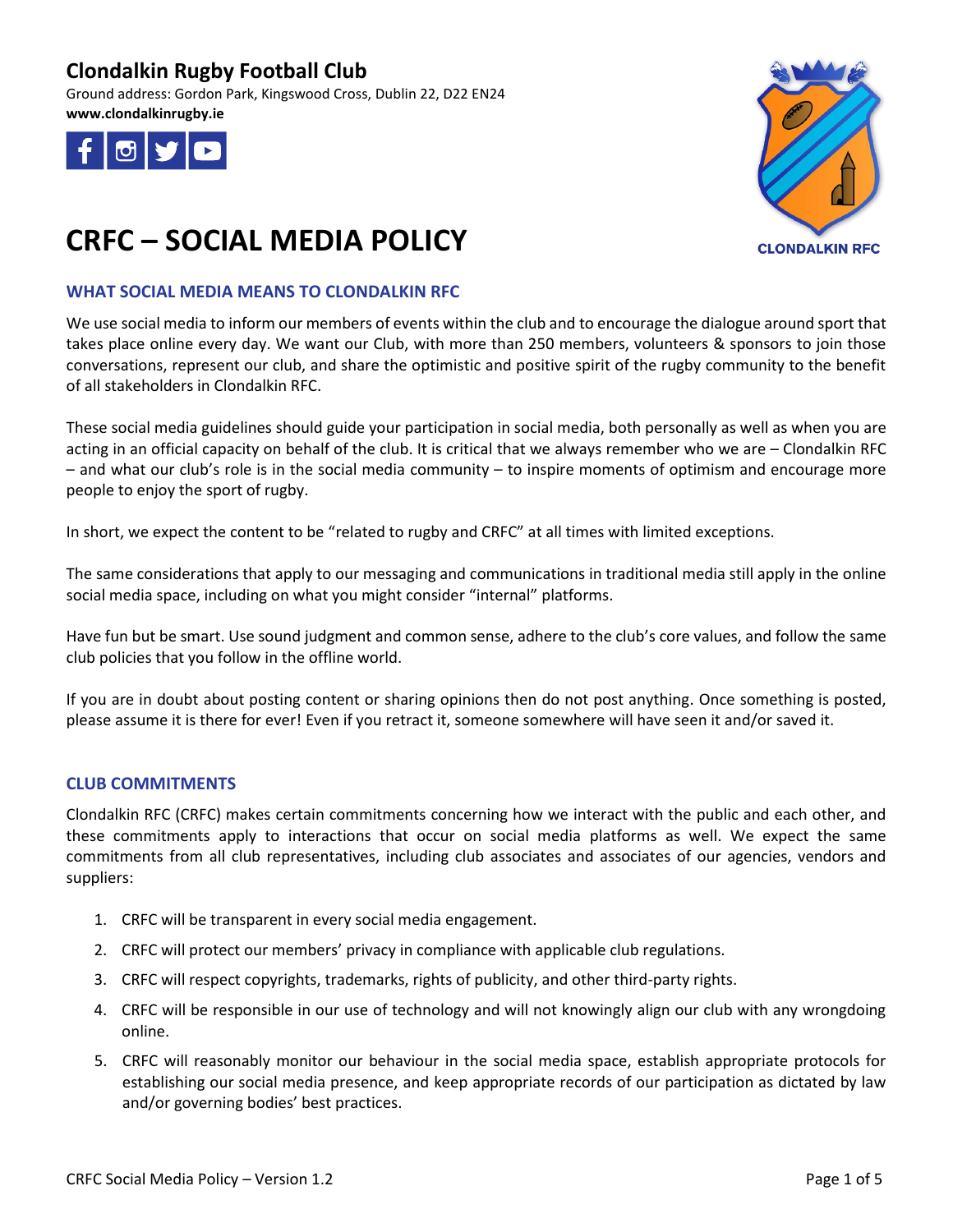**Clondalkin Rugby Football Club**

Ground address: Gordon Park, Kingswood Cross, Dublin 22, D22 EN24

**www.clondalkinrugby.ie**

CLONDALKIN RFC

# CRFC – SOCIAL MEDIA POLICY

## WHAT SOCIAL MEDIA MEANS TO CLONDALKIN RFC

We use social media to inform our members of events within the club and to encourage the dialogue around sport that takes place online every day. We want our Club, with more than 250 members, volunteers & sponsors to join those conversations, represent our club, and share the optimistic and positive spirit of the rugby community to the benefit of all stakeholders in Clondalkin RFC.

These social media guidelines should guide your participation in social media, both personally as well as when you are acting in an official capacity on behalf of the club. It is critical that we always remember who we are – Clondalkin RFC – and what our club's role is in the social media community – to inspire moments of optimism and encourage more people to enjoy the sport of rugby.

In short, we expect the content to be "related to rugby and CRFC" at all times with limited exceptions.

The same considerations that apply to our messaging and communications in traditional media still apply in the online social media space, including on what you might consider "internal" platforms.

Have fun but be smart. Use sound judgment and common sense, adhere to the club's core values, and follow the same club policies that you follow in the offline world.

If you are in doubt about posting content or sharing opinions then do not post anything. Once something is posted, please assume it is there for ever! Even if you retract it, someone somewhere will have seen it and/or saved it.

## CLUB COMMITMENTS

Clondalkin RFC (CRFC) makes certain commitments concerning how we interact with the public and each other, and these commitments apply to interactions that occur on social media platforms as well. We expect the same commitments from all club representatives, including club associates and associates of our agencies, vendors and suppliers:

1. CRFC will be transparent in every social media engagement.
2. CRFC will protect our members' privacy in compliance with applicable club regulations.
3. CRFC will respect copyrights, trademarks, rights of publicity, and other third-party rights.
4. CRFC will be responsible in our use of technology and will not knowingly align our club with any wrongdoing online.
5. CRFC will reasonably monitor our behaviour in the social media space, establish appropriate protocols for establishing our social media presence, and keep appropriate records of our participation as dictated by law and/or governing bodies' best practices.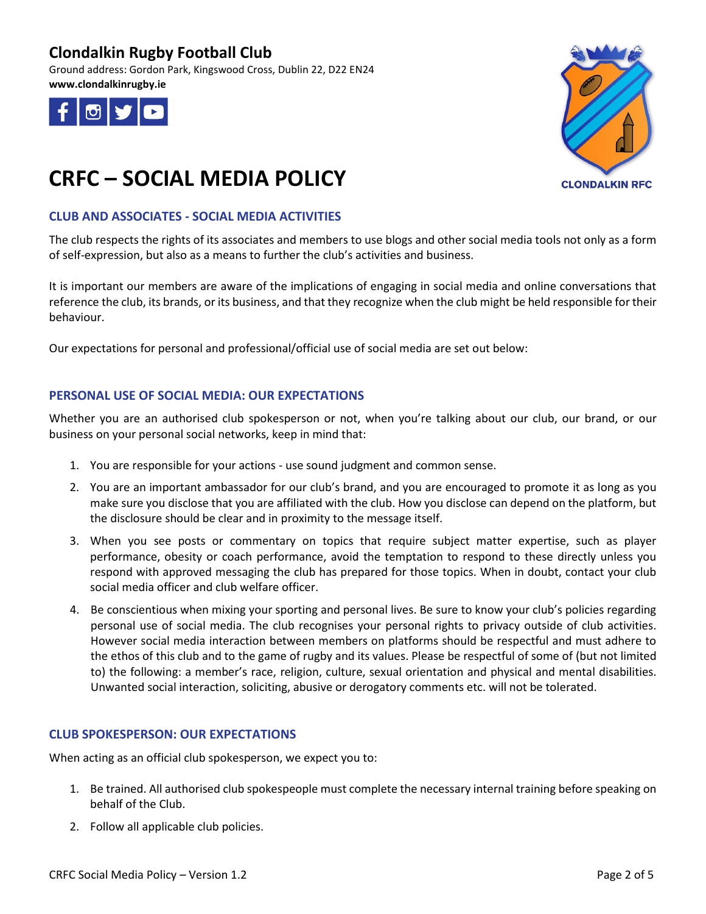**Clondalkin Rugby Football Club**

Ground address: Gordon Park, Kingswood Cross, Dublin 22, D22 EN24

**www.clondalkinrugby.ie**

CLONDALKIN RFC

# CRFC – SOCIAL MEDIA POLICY

## CLUB AND ASSOCIATES - SOCIAL MEDIA ACTIVITIES

The club respects the rights of its associates and members to use blogs and other social media tools not only as a form of self-expression, but also as a means to further the club's activities and business.

It is important our members are aware of the implications of engaging in social media and online conversations that reference the club, its brands, or its business, and that they recognize when the club might be held responsible for their behaviour.

Our expectations for personal and professional/official use of social media are set out below:

## PERSONAL USE OF SOCIAL MEDIA: OUR EXPECTATIONS

Whether you are an authorised club spokesperson or not, when you're talking about our club, our brand, or our business on your personal social networks, keep in mind that:

1. You are responsible for your actions - use sound judgment and common sense.
2. You are an important ambassador for our club's brand, and you are encouraged to promote it as long as you make sure you disclose that you are affiliated with the club. How you disclose can depend on the platform, but the disclosure should be clear and in proximity to the message itself.
3. When you see posts or commentary on topics that require subject matter expertise, such as player performance, obesity or coach performance, avoid the temptation to respond to these directly unless you respond with approved messaging the club has prepared for those topics. When in doubt, contact your club social media officer and club welfare officer.
4. Be conscientious when mixing your sporting and personal lives. Be sure to know your club's policies regarding personal use of social media. The club recognises your personal rights to privacy outside of club activities. However social media interaction between members on platforms should be respectful and must adhere to the ethos of this club and to the game of rugby and its values. Please be respectful of some of (but not limited to) the following: a member's race, religion, culture, sexual orientation and physical and mental disabilities. Unwanted social interaction, soliciting, abusive or derogatory comments etc. will not be tolerated.

## CLUB SPOKESPERSON: OUR EXPECTATIONS

When acting as an official club spokesperson, we expect you to:

1. Be trained. All authorised club spokespeople must complete the necessary internal training before speaking on behalf of the Club.
2. Follow all applicable club policies.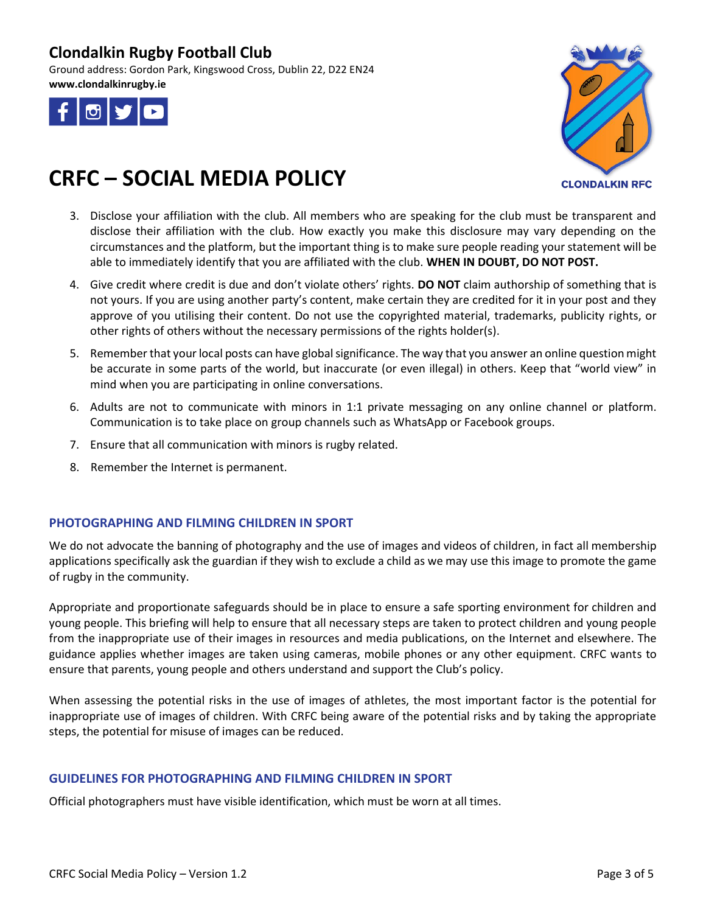3. Disclose your affiliation with the club. All members who are speaking for the club must be transparent and disclose their affiliation with the club. How exactly you make this disclosure may vary depending on the circumstances and the platform, but the important thing is to make sure people reading your statement will be able to immediately identify that you are affiliated with the club. **WHEN IN DOUBT, DO NOT POST.**
4. Give credit where credit is due and don't violate others' rights. **DO NOT** claim authorship of something that is not yours. If you are using another party's content, make certain they are credited for it in your post and they approve of you utilising their content. Do not use the copyrighted material, trademarks, publicity rights, or other rights of others without the necessary permissions of the rights holder(s).
5. Remember that your local posts can have global significance. The way that you answer an online question might be accurate in some parts of the world, but inaccurate (or even illegal) in others. Keep that "world view" in mind when you are participating in online conversations.
6. Adults are not to communicate with minors in 1:1 private messaging on any online channel or platform. Communication is to take place on group channels such as WhatsApp or Facebook groups.
7. Ensure that all communication with minors is rugby related.
8. Remember the Internet is permanent.

## PHOTOGRAPHING AND FILMING CHILDREN IN SPORT

We do not advocate the banning of photography and the use of images and videos of children, in fact all membership applications specifically ask the guardian if they wish to exclude a child as we may use this image to promote the game of rugby in the community.

Appropriate and proportionate safeguards should be in place to ensure a safe sporting environment for children and young people. This briefing will help to ensure that all necessary steps are taken to protect children and young people from the inappropriate use of their images in resources and media publications, on the Internet and elsewhere. The guidance applies whether images are taken using cameras, mobile phones or any other equipment. CRFC wants to ensure that parents, young people and others understand and support the Club's policy.

When assessing the potential risks in the use of images of athletes, the most important factor is the potential for inappropriate use of images of children. With CRFC being aware of the potential risks and by taking the appropriate steps, the potential for misuse of images can be reduced.

## GUIDELINES FOR PHOTOGRAPHING AND FILMING CHILDREN IN SPORT

Official photographers must have visible identification, which must be worn at all times.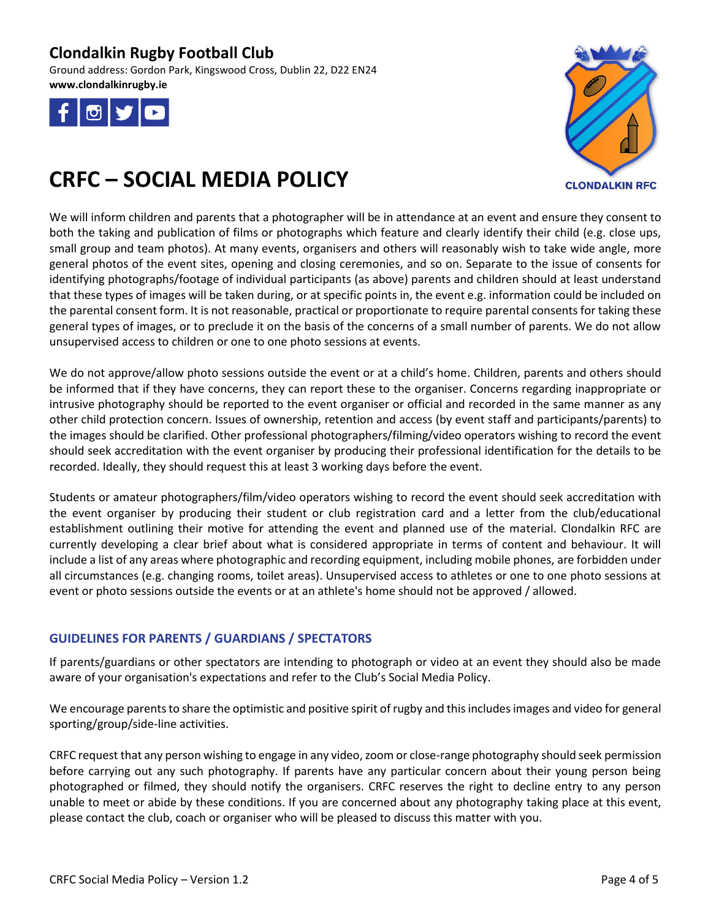# Clondalkin Rugby Football Club

Ground address: Gordon Park, Kingswood Cross, Dublin 22, D22 EN24
**www.clondalkinrugby.ie**

CLONDALKIN RFC

# CRFC – SOCIAL MEDIA POLICY

We will inform children and parents that a photographer will be in attendance at an event and ensure they consent to both the taking and publication of films or photographs which feature and clearly identify their child (e.g. close ups, small group and team photos). At many events, organisers and others will reasonably wish to take wide angle, more general photos of the event sites, opening and closing ceremonies, and so on. Separate to the issue of consents for identifying photographs/footage of individual participants (as above) parents and children should at least understand that these types of images will be taken during, or at specific points in, the event e.g. information could be included on the parental consent form. It is not reasonable, practical or proportionate to require parental consents for taking these general types of images, or to preclude it on the basis of the concerns of a small number of parents. We do not allow unsupervised access to children or one to one photo sessions at events.

We do not approve/allow photo sessions outside the event or at a child's home. Children, parents and others should be informed that if they have concerns, they can report these to the organiser. Concerns regarding inappropriate or intrusive photography should be reported to the event organiser or official and recorded in the same manner as any other child protection concern. Issues of ownership, retention and access (by event staff and participants/parents) to the images should be clarified. Other professional photographers/filming/video operators wishing to record the event should seek accreditation with the event organiser by producing their professional identification for the details to be recorded. Ideally, they should request this at least 3 working days before the event.

Students or amateur photographers/film/video operators wishing to record the event should seek accreditation with the event organiser by producing their student or club registration card and a letter from the club/educational establishment outlining their motive for attending the event and planned use of the material. Clondalkin RFC are currently developing a clear brief about what is considered appropriate in terms of content and behaviour. It will include a list of any areas where photographic and recording equipment, including mobile phones, are forbidden under all circumstances (e.g. changing rooms, toilet areas). Unsupervised access to athletes or one to one photo sessions at event or photo sessions outside the events or at an athlete's home should not be approved / allowed.

## GUIDELINES FOR PARENTS / GUARDIANS / SPECTATORS

If parents/guardians or other spectators are intending to photograph or video at an event they should also be made aware of your organisation's expectations and refer to the Club's Social Media Policy.

We encourage parents to share the optimistic and positive spirit of rugby and this includes images and video for general sporting/group/side-line activities.

CRFC request that any person wishing to engage in any video, zoom or close-range photography should seek permission before carrying out any such photography. If parents have any particular concern about their young person being photographed or filmed, they should notify the organisers. CRFC reserves the right to decline entry to any person unable to meet or abide by these conditions. If you are concerned about any photography taking place at this event, please contact the club, coach or organiser who will be pleased to discuss this matter with you.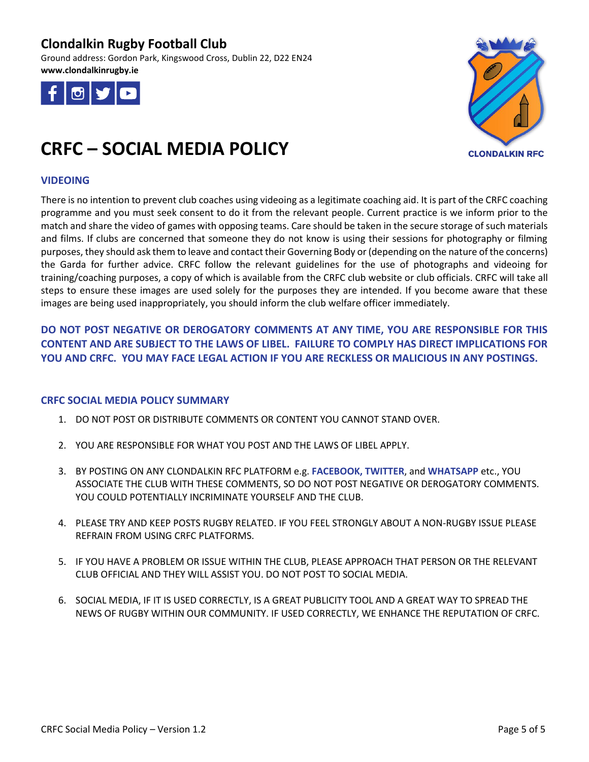**Clondalkin Rugby Football Club**

Ground address: Gordon Park, Kingswood Cross, Dublin 22, D22 EN24

**www.clondalkinrugby.ie**

# CRFC – SOCIAL MEDIA POLICY

CLONDALKIN RFC

## VIDEOING

There is no intention to prevent club coaches using videoing as a legitimate coaching aid. It is part of the CRFC coaching programme and you must seek consent to do it from the relevant people. Current practice is we inform prior to the match and share the video of games with opposing teams. Care should be taken in the secure storage of such materials and films. If clubs are concerned that someone they do not know is using their sessions for photography or filming purposes, they should ask them to leave and contact their Governing Body or (depending on the nature of the concerns) the Garda for further advice. CRFC follow the relevant guidelines for the use of photographs and videoing for training/coaching purposes, a copy of which is available from the CRFC club website or club officials. CRFC will take all steps to ensure these images are used solely for the purposes they are intended. If you become aware that these images are being used inappropriately, you should inform the club welfare officer immediately.

**DO NOT POST NEGATIVE OR DEROGATORY COMMENTS AT ANY TIME, YOU ARE RESPONSIBLE FOR THIS CONTENT AND ARE SUBJECT TO THE LAWS OF LIBEL. FAILURE TO COMPLY HAS DIRECT IMPLICATIONS FOR YOU AND CRFC. YOU MAY FACE LEGAL ACTION IF YOU ARE RECKLESS OR MALICIOUS IN ANY POSTINGS.**

## CRFC SOCIAL MEDIA POLICY SUMMARY

1. DO NOT POST OR DISTRIBUTE COMMENTS OR CONTENT YOU CANNOT STAND OVER.
2. YOU ARE RESPONSIBLE FOR WHAT YOU POST AND THE LAWS OF LIBEL APPLY.
3. BY POSTING ON ANY CLONDALKIN RFC PLATFORM e.g. **FACEBOOK, TWITTER**, and **WHATSAPP** etc., YOU ASSOCIATE THE CLUB WITH THESE COMMENTS, SO DO NOT POST NEGATIVE OR DEROGATORY COMMENTS. YOU COULD POTENTIALLY INCRIMINATE YOURSELF AND THE CLUB.
4. PLEASE TRY AND KEEP POSTS RUGBY RELATED. IF YOU FEEL STRONGLY ABOUT A NON-RUGBY ISSUE PLEASE REFRAIN FROM USING CRFC PLATFORMS.
5. IF YOU HAVE A PROBLEM OR ISSUE WITHIN THE CLUB, PLEASE APPROACH THAT PERSON OR THE RELEVANT CLUB OFFICIAL AND THEY WILL ASSIST YOU. DO NOT POST TO SOCIAL MEDIA.
6. SOCIAL MEDIA, IF IT IS USED CORRECTLY, IS A GREAT PUBLICITY TOOL AND A GREAT WAY TO SPREAD THE NEWS OF RUGBY WITHIN OUR COMMUNITY. IF USED CORRECTLY, WE ENHANCE THE REPUTATION OF CRFC.